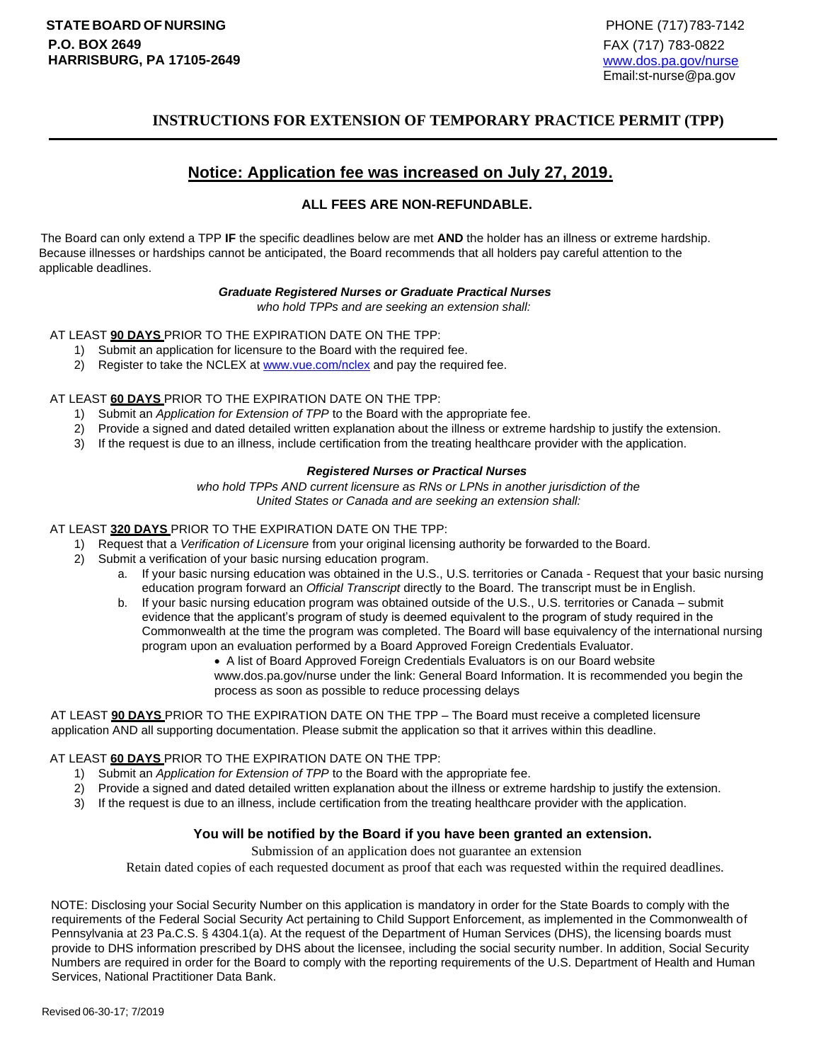**STATE BOARD OF NURSING**
**P.O. BOX 2649**
**HARRISBURG, PA 17105-2649**

PHONE (717) 783-7142
FAX (717) 783-0822
www.dos.pa.gov/nurse
Email:st-nurse@pa.gov

## INSTRUCTIONS FOR EXTENSION OF TEMPORARY PRACTICE PERMIT (TPP)

### Notice: Application fee was increased on July 27, 2019.

**ALL FEES ARE NON-REFUNDABLE.**

The Board can only extend a TPP **IF** the specific deadlines below are met **AND** the holder has an illness or extreme hardship. Because illnesses or hardships cannot be anticipated, the Board recommends that all holders pay careful attention to the applicable deadlines.

***Graduate Registered Nurses or Graduate Practical Nurses***
*who hold TPPs and are seeking an extension shall:*

AT LEAST **90 DAYS** PRIOR TO THE EXPIRATION DATE ON THE TPP:

1) Submit an application for licensure to the Board with the required fee.
2) Register to take the NCLEX at www.vue.com/nclex and pay the required fee.

AT LEAST **60 DAYS** PRIOR TO THE EXPIRATION DATE ON THE TPP:

1) Submit an *Application for Extension of TPP* to the Board with the appropriate fee.
2) Provide a signed and dated detailed written explanation about the illness or extreme hardship to justify the extension.
3) If the request is due to an illness, include certification from the treating healthcare provider with the application.

***Registered Nurses or Practical Nurses***
*who hold TPPs AND current licensure as RNs or LPNs in another jurisdiction of the United States or Canada and are seeking an extension shall:*

AT LEAST **320 DAYS** PRIOR TO THE EXPIRATION DATE ON THE TPP:

1) Request that a *Verification of Licensure* from your original licensing authority be forwarded to the Board.
2) Submit a verification of your basic nursing education program.
   a. If your basic nursing education was obtained in the U.S., U.S. territories or Canada - Request that your basic nursing education program forward an *Official Transcript* directly to the Board. The transcript must be in English.
   b. If your basic nursing education program was obtained outside of the U.S., U.S. territories or Canada – submit evidence that the applicant's program of study is deemed equivalent to the program of study required in the Commonwealth at the time the program was completed. The Board will base equivalency of the international nursing program upon an evaluation performed by a Board Approved Foreign Credentials Evaluator.
      - A list of Board Approved Foreign Credentials Evaluators is on our Board website www.dos.pa.gov/nurse under the link: General Board Information. It is recommended you begin the process as soon as possible to reduce processing delays

AT LEAST **90 DAYS** PRIOR TO THE EXPIRATION DATE ON THE TPP – The Board must receive a completed licensure application AND all supporting documentation. Please submit the application so that it arrives within this deadline.

AT LEAST **60 DAYS** PRIOR TO THE EXPIRATION DATE ON THE TPP:

1) Submit an *Application for Extension of TPP* to the Board with the appropriate fee.
2) Provide a signed and dated detailed written explanation about the illness or extreme hardship to justify the extension.
3) If the request is due to an illness, include certification from the treating healthcare provider with the application.

**You will be notified by the Board if you have been granted an extension.**

Submission of an application does not guarantee an extension

Retain dated copies of each requested document as proof that each was requested within the required deadlines.

NOTE: Disclosing your Social Security Number on this application is mandatory in order for the State Boards to comply with the requirements of the Federal Social Security Act pertaining to Child Support Enforcement, as implemented in the Commonwealth of Pennsylvania at 23 Pa.C.S. § 4304.1(a). At the request of the Department of Human Services (DHS), the licensing boards must provide to DHS information prescribed by DHS about the licensee, including the social security number. In addition, Social Security Numbers are required in order for the Board to comply with the reporting requirements of the U.S. Department of Health and Human Services, National Practitioner Data Bank.

Revised 06-30-17; 7/2019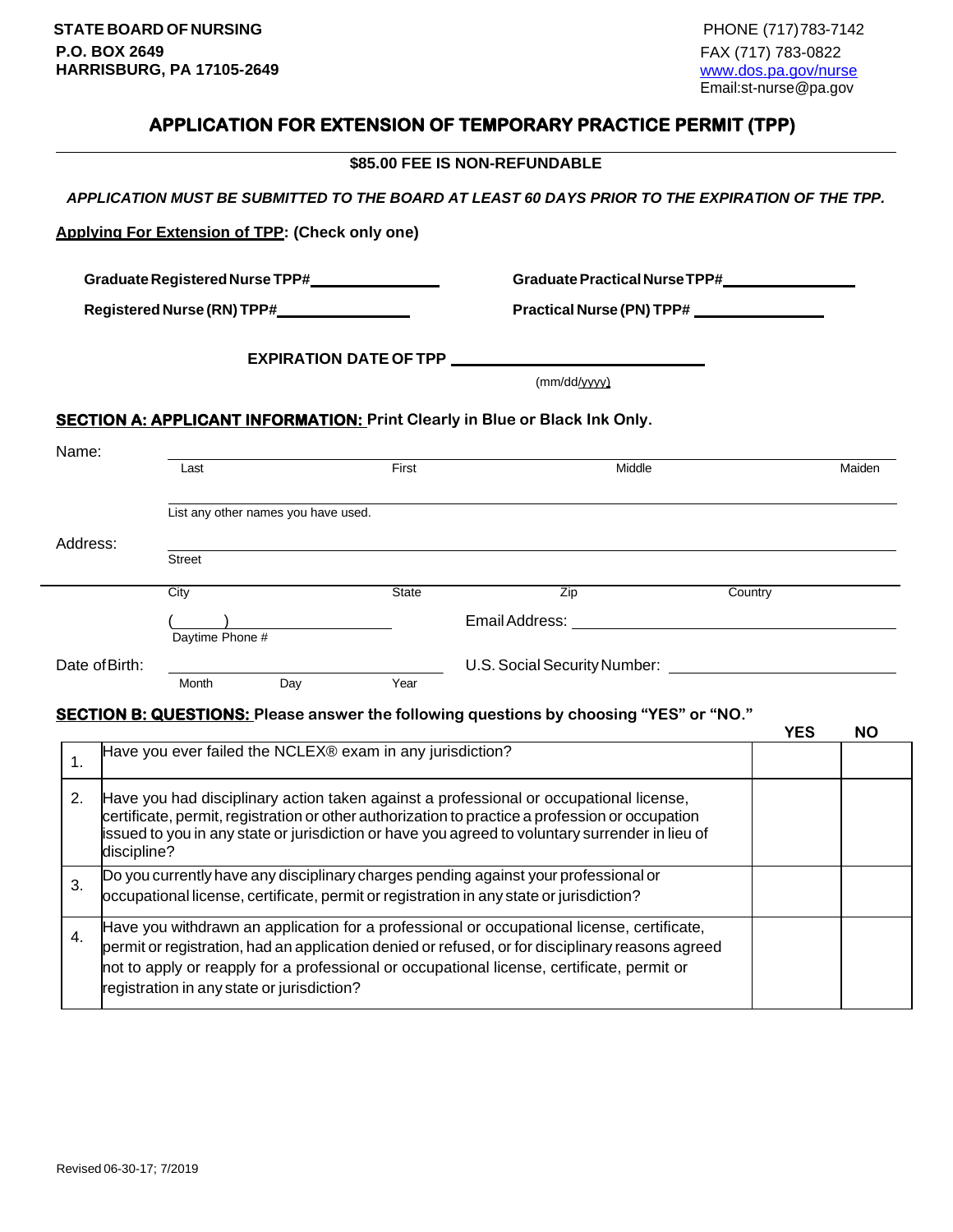**STATE BOARD OF NURSING**
**P.O. BOX 2649**
**HARRISBURG, PA 17105-2649**

PHONE (717) 783-7142
FAX (717) 783-0822
www.dos.pa.gov/nurse
Email: st-nurse@pa.gov

# APPLICATION FOR EXTENSION OF TEMPORARY PRACTICE PERMIT (TPP)

**$85.00 FEE IS NON-REFUNDABLE**

***APPLICATION MUST BE SUBMITTED TO THE BOARD AT LEAST 60 DAYS PRIOR TO THE EXPIRATION OF THE TPP.***

**Applying For Extension of TPP: (Check only one)**

**Graduate Registered Nurse TPP#** ______________ **Graduate Practical Nurse TPP#** ______________

**Registered Nurse (RN) TPP#** ______________ **Practical Nurse (PN) TPP#** ______________

**EXPIRATION DATE OF TPP** ______________________
(mm/dd/yyyy)

## SECTION A: APPLICANT INFORMATION: Print Clearly in Blue or Black Ink Only.

Name: ____________________________________________
Last First Middle Maiden

____________________________________________
List any other names you have used.

Address: ____________________________________________
Street

____________________________________________
City State Zip Country

( ) ______________ Email Address: ______________
Daytime Phone #

Date of Birth: ______________ U.S. Social Security Number: ______________
Month Day Year

## SECTION B: QUESTIONS: Please answer the following questions by choosing "YES" or "NO."

| | | YES | NO |
|---|---|---|---|
| 1. | Have you ever failed the NCLEX® exam in any jurisdiction? | | |
| 2. | Have you had disciplinary action taken against a professional or occupational license, certificate, permit, registration or other authorization to practice a profession or occupation issued to you in any state or jurisdiction or have you agreed to voluntary surrender in lieu of discipline? | | |
| 3. | Do you currently have any disciplinary charges pending against your professional or occupational license, certificate, permit or registration in any state or jurisdiction? | | |
| 4. | Have you withdrawn an application for a professional or occupational license, certificate, permit or registration, had an application denied or refused, or for disciplinary reasons agreed not to apply or reapply for a professional or occupational license, certificate, permit or registration in any state or jurisdiction? | | |

Revised 06-30-17; 7/2019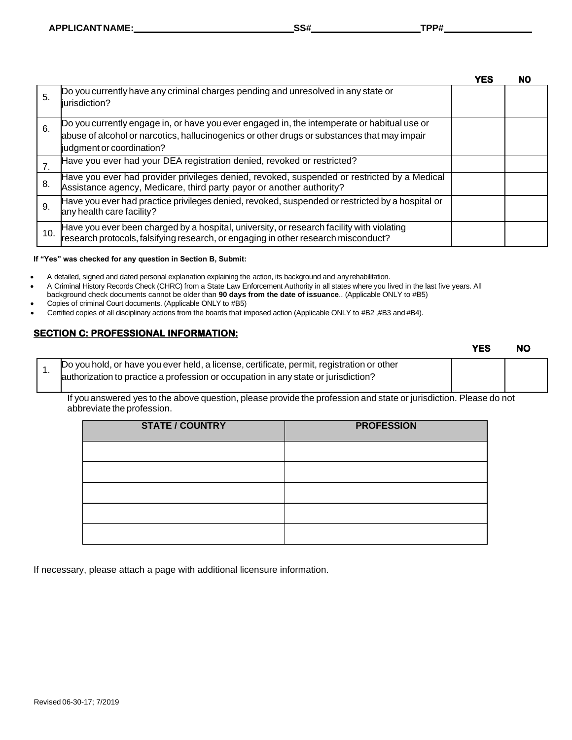APPLICANT NAME: ____________________ SS# ____________________ TPP# ____________________

| | | YES | NO |
|---|---|---|---|
| 5. | Do you currently have any criminal charges pending and unresolved in any state or jurisdiction? | | |
| 6. | Do you currently engage in, or have you ever engaged in, the intemperate or habitual use or abuse of alcohol or narcotics, hallucinogenics or other drugs or substances that may impair judgment or coordination? | | |
| 7. | Have you ever had your DEA registration denied, revoked or restricted? | | |
| 8. | Have you ever had provider privileges denied, revoked, suspended or restricted by a Medical Assistance agency, Medicare, third party payor or another authority? | | |
| 9. | Have you ever had practice privileges denied, revoked, suspended or restricted by a hospital or any health care facility? | | |
| 10. | Have you ever been charged by a hospital, university, or research facility with violating research protocols, falsifying research, or engaging in other research misconduct? | | |

**If "Yes" was checked for any question in Section B, Submit:**

- A detailed, signed and dated personal explanation explaining the action, its background and any rehabilitation.
- A Criminal History Records Check (CHRC) from a State Law Enforcement Authority in all states where you lived in the last five years. All background check documents cannot be older than **90 days from the date of issuance**.. (Applicable ONLY to #B5)
- Copies of criminal Court documents. (Applicable ONLY to #B5)
- Certified copies of all disciplinary actions from the boards that imposed action (Applicable ONLY to #B2 ,#B3 and #B4).

## SECTION C: PROFESSIONAL INFORMATION:

| | | YES | NO |
|---|---|---|---|
| 1. | Do you hold, or have you ever held, a license, certificate, permit, registration or other authorization to practice a profession or occupation in any state or jurisdiction? | | |

If you answered yes to the above question, please provide the profession and state or jurisdiction. Please do not abbreviate the profession.

| STATE / COUNTRY | PROFESSION |
|---|---|
| | |
| | |
| | |
| | |
| | |

If necessary, please attach a page with additional licensure information.

Revised 06-30-17; 7/2019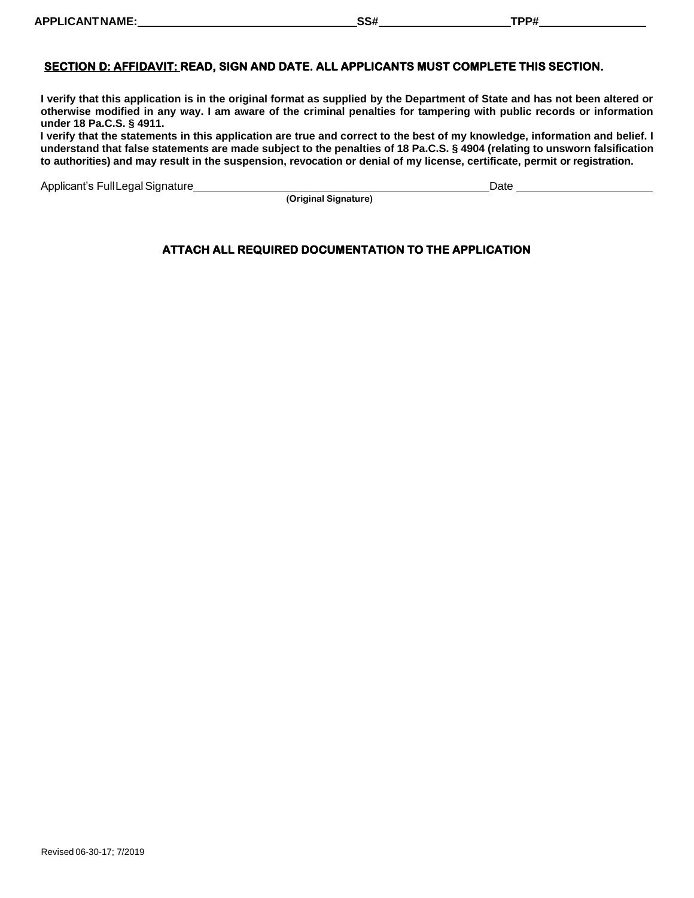**APPLICANT NAME:** \_\_\_\_\_\_\_\_\_\_\_\_\_\_\_\_\_\_\_\_\_\_\_\_\_\_\_\_\_\_\_\_ **SS#** \_\_\_\_\_\_\_\_\_\_\_\_\_\_\_\_\_\_\_\_ **TPP#** \_\_\_\_\_\_\_\_\_\_\_\_\_\_\_\_

## SECTION D: AFFIDAVIT: READ, SIGN AND DATE. ALL APPLICANTS MUST COMPLETE THIS SECTION.

**I verify that this application is in the original format as supplied by the Department of State and has not been altered or otherwise modified in any way. I am aware of the criminal penalties for tampering with public records or information under 18 Pa.C.S. § 4911.**

**I verify that the statements in this application are true and correct to the best of my knowledge, information and belief. I understand that false statements are made subject to the penalties of 18 Pa.C.S. § 4904 (relating to unsworn falsification to authorities) and may result in the suspension, revocation or denial of my license, certificate, permit or registration.**

Applicant's Full Legal Signature \_\_\_\_\_\_\_\_\_\_\_\_\_\_\_\_\_\_\_\_\_\_\_\_\_\_\_\_\_\_\_\_\_\_\_\_\_\_\_\_\_\_\_\_ Date \_\_\_\_\_\_\_\_\_\_\_\_\_\_\_\_\_\_\_\_
**(Original Signature)**

**ATTACH ALL REQUIRED DOCUMENTATION TO THE APPLICATION**

Revised 06-30-17; 7/2019